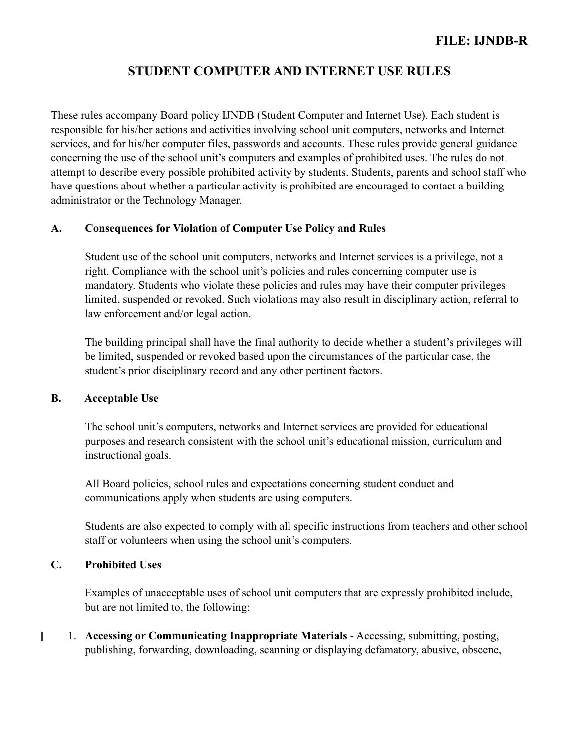FILE: IJNDB-R

# STUDENT COMPUTER AND INTERNET USE RULES

These rules accompany Board policy IJNDB (Student Computer and Internet Use). Each student is responsible for his/her actions and activities involving school unit computers, networks and Internet services, and for his/her computer files, passwords and accounts. These rules provide general guidance concerning the use of the school unit's computers and examples of prohibited uses. The rules do not attempt to describe every possible prohibited activity by students. Students, parents and school staff who have questions about whether a particular activity is prohibited are encouraged to contact a building administrator or the Technology Manager.

## A. Consequences for Violation of Computer Use Policy and Rules

Student use of the school unit computers, networks and Internet services is a privilege, not a right. Compliance with the school unit's policies and rules concerning computer use is mandatory. Students who violate these policies and rules may have their computer privileges limited, suspended or revoked. Such violations may also result in disciplinary action, referral to law enforcement and/or legal action.

The building principal shall have the final authority to decide whether a student's privileges will be limited, suspended or revoked based upon the circumstances of the particular case, the student's prior disciplinary record and any other pertinent factors.

## B. Acceptable Use

The school unit's computers, networks and Internet services are provided for educational purposes and research consistent with the school unit's educational mission, curriculum and instructional goals.

All Board policies, school rules and expectations concerning student conduct and communications apply when students are using computers.

Students are also expected to comply with all specific instructions from teachers and other school staff or volunteers when using the school unit's computers.

## C. Prohibited Uses

Examples of unacceptable uses of school unit computers that are expressly prohibited include, but are not limited to, the following:

1. **Accessing or Communicating Inappropriate Materials** - Accessing, submitting, posting, publishing, forwarding, downloading, scanning or displaying defamatory, abusive, obscene,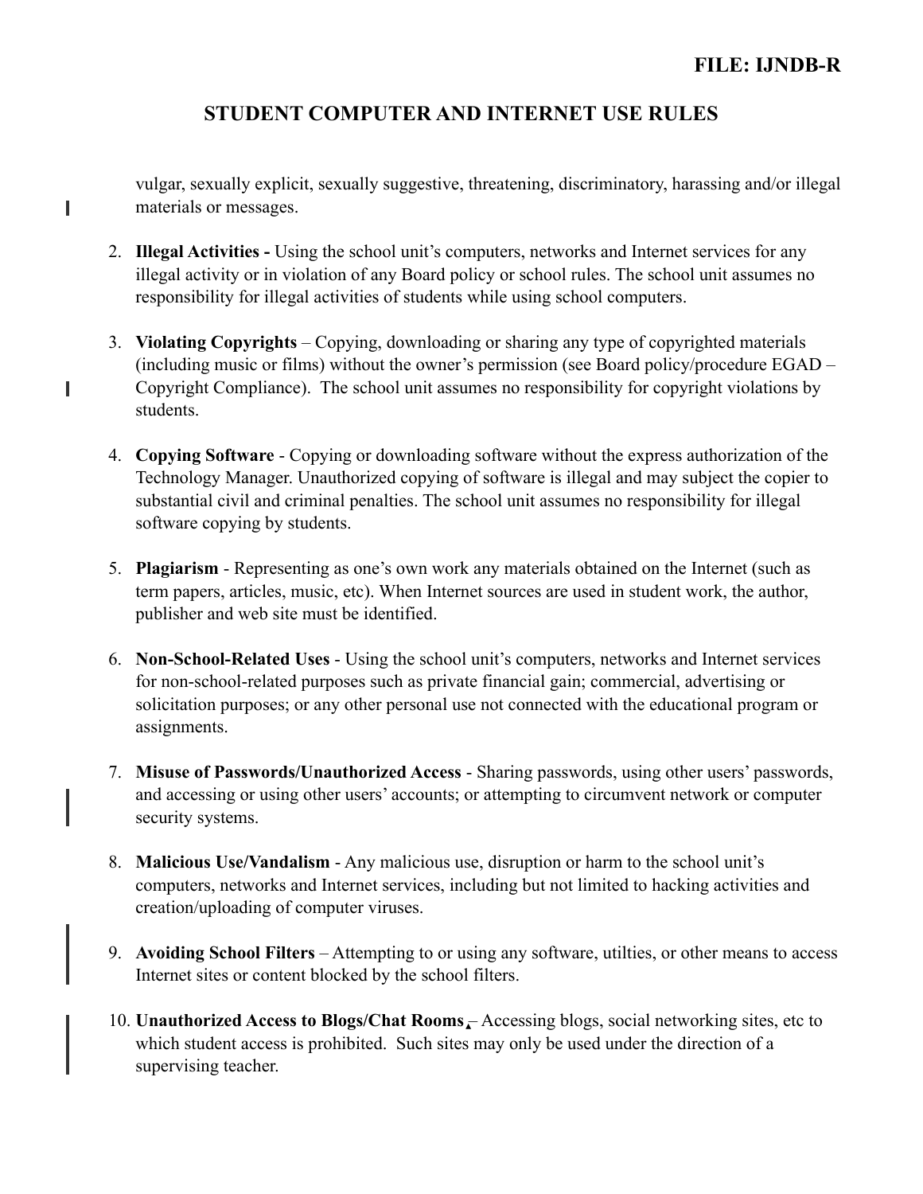vulgar, sexually explicit, sexually suggestive, threatening, discriminatory, harassing and/or illegal materials or messages.

2. **Illegal Activities -** Using the school unit's computers, networks and Internet services for any illegal activity or in violation of any Board policy or school rules. The school unit assumes no responsibility for illegal activities of students while using school computers.

3. **Violating Copyrights** – Copying, downloading or sharing any type of copyrighted materials (including music or films) without the owner's permission (see Board policy/procedure EGAD – Copyright Compliance). The school unit assumes no responsibility for copyright violations by students.

4. **Copying Software** - Copying or downloading software without the express authorization of the Technology Manager. Unauthorized copying of software is illegal and may subject the copier to substantial civil and criminal penalties. The school unit assumes no responsibility for illegal software copying by students.

5. **Plagiarism** - Representing as one's own work any materials obtained on the Internet (such as term papers, articles, music, etc). When Internet sources are used in student work, the author, publisher and web site must be identified.

6. **Non-School-Related Uses** - Using the school unit's computers, networks and Internet services for non-school-related purposes such as private financial gain; commercial, advertising or solicitation purposes; or any other personal use not connected with the educational program or assignments.

7. **Misuse of Passwords/Unauthorized Access** - Sharing passwords, using other users' passwords, and accessing or using other users' accounts; or attempting to circumvent network or computer security systems.

8. **Malicious Use/Vandalism** - Any malicious use, disruption or harm to the school unit's computers, networks and Internet services, including but not limited to hacking activities and creation/uploading of computer viruses.

9. **Avoiding School Filters** – Attempting to or using any software, utilties, or other means to access Internet sites or content blocked by the school filters.

10. **Unauthorized Access to Blogs/Chat Rooms** – Accessing blogs, social networking sites, etc to which student access is prohibited. Such sites may only be used under the direction of a supervising teacher.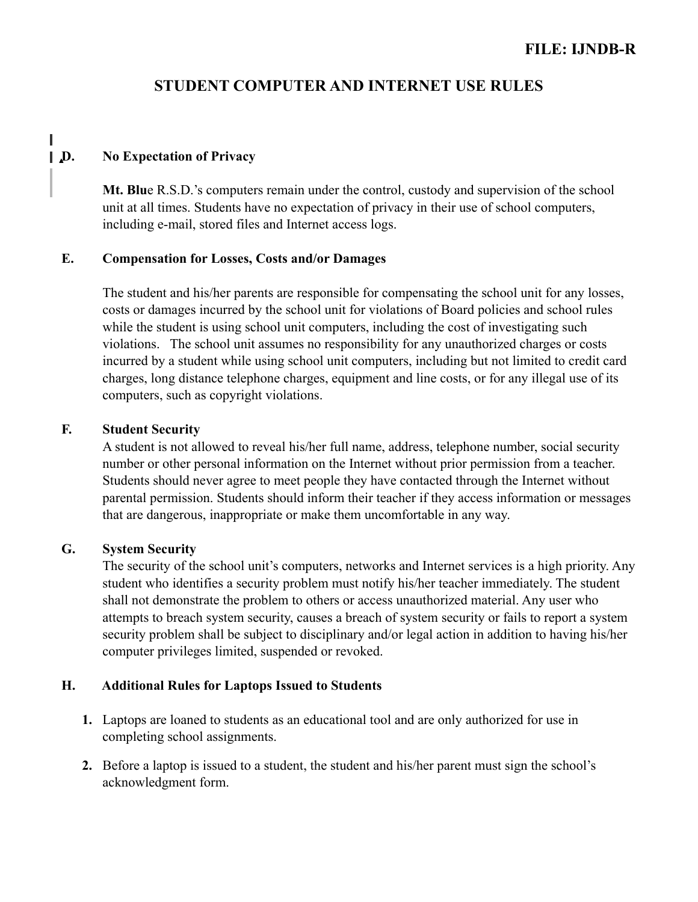FILE: IJNDB-R

# STUDENT COMPUTER AND INTERNET USE RULES

**D. No Expectation of Privacy**

**Mt. Blu**e R.S.D.'s computers remain under the control, custody and supervision of the school unit at all times. Students have no expectation of privacy in their use of school computers, including e-mail, stored files and Internet access logs.

**E. Compensation for Losses, Costs and/or Damages**

The student and his/her parents are responsible for compensating the school unit for any losses, costs or damages incurred by the school unit for violations of Board policies and school rules while the student is using school unit computers, including the cost of investigating such violations. The school unit assumes no responsibility for any unauthorized charges or costs incurred by a student while using school unit computers, including but not limited to credit card charges, long distance telephone charges, equipment and line costs, or for any illegal use of its computers, such as copyright violations.

**F. Student Security**

A student is not allowed to reveal his/her full name, address, telephone number, social security number or other personal information on the Internet without prior permission from a teacher. Students should never agree to meet people they have contacted through the Internet without parental permission. Students should inform their teacher if they access information or messages that are dangerous, inappropriate or make them uncomfortable in any way.

**G. System Security**

The security of the school unit's computers, networks and Internet services is a high priority. Any student who identifies a security problem must notify his/her teacher immediately. The student shall not demonstrate the problem to others or access unauthorized material. Any user who attempts to breach system security, causes a breach of system security or fails to report a system security problem shall be subject to disciplinary and/or legal action in addition to having his/her computer privileges limited, suspended or revoked.

**H. Additional Rules for Laptops Issued to Students**

1. Laptops are loaned to students as an educational tool and are only authorized for use in completing school assignments.
2. Before a laptop is issued to a student, the student and his/her parent must sign the school's acknowledgment form.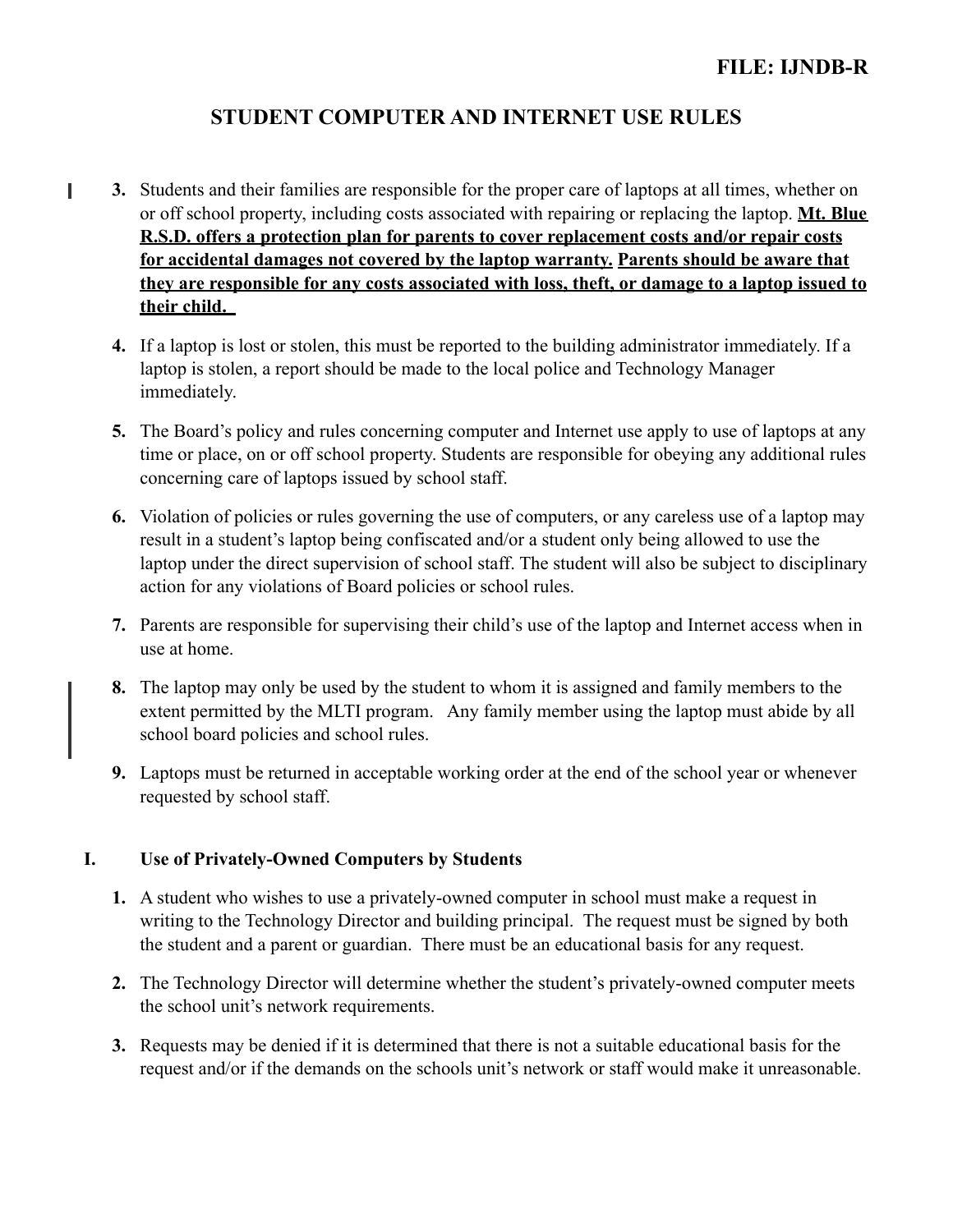3. Students and their families are responsible for the proper care of laptops at all times, whether on or off school property, including costs associated with repairing or replacing the laptop. **<u>Mt. Blue R.S.D. offers a protection plan for parents to cover replacement costs and/or repair costs for accidental damages not covered by the laptop warranty.</u>** **<u>Parents should be aware that they are responsible for any costs associated with loss, theft, or damage to a laptop issued to their child.</u>**

4. If a laptop is lost or stolen, this must be reported to the building administrator immediately. If a laptop is stolen, a report should be made to the local police and Technology Manager immediately.

5. The Board's policy and rules concerning computer and Internet use apply to use of laptops at any time or place, on or off school property. Students are responsible for obeying any additional rules concerning care of laptops issued by school staff.

6. Violation of policies or rules governing the use of computers, or any careless use of a laptop may result in a student's laptop being confiscated and/or a student only being allowed to use the laptop under the direct supervision of school staff. The student will also be subject to disciplinary action for any violations of Board policies or school rules.

7. Parents are responsible for supervising their child's use of the laptop and Internet access when in use at home.

8. The laptop may only be used by the student to whom it is assigned and family members to the extent permitted by the MLTI program. Any family member using the laptop must abide by all school board policies and school rules.

9. Laptops must be returned in acceptable working order at the end of the school year or whenever requested by school staff.

## I. Use of Privately-Owned Computers by Students

1. A student who wishes to use a privately-owned computer in school must make a request in writing to the Technology Director and building principal. The request must be signed by both the student and a parent or guardian. There must be an educational basis for any request.

2. The Technology Director will determine whether the student's privately-owned computer meets the school unit's network requirements.

3. Requests may be denied if it is determined that there is not a suitable educational basis for the request and/or if the demands on the schools unit's network or staff would make it unreasonable.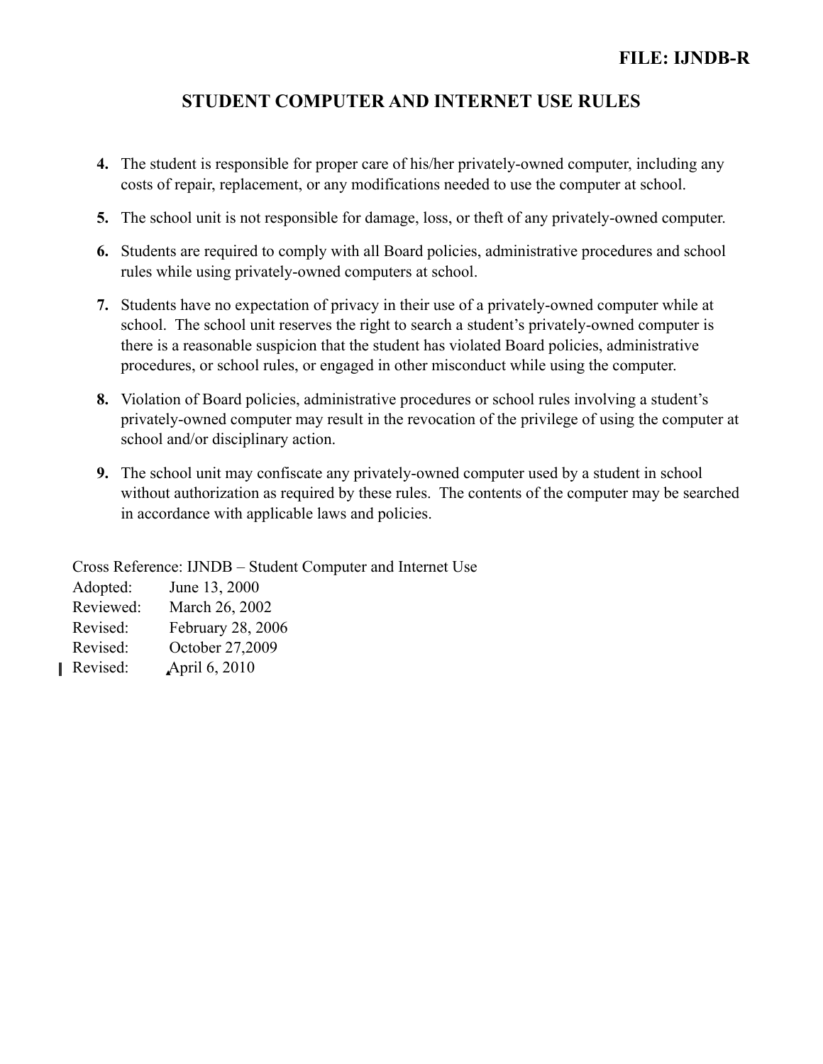**FILE: IJNDB-R**

## STUDENT COMPUTER AND INTERNET USE RULES

4. The student is responsible for proper care of his/her privately-owned computer, including any costs of repair, replacement, or any modifications needed to use the computer at school.

5. The school unit is not responsible for damage, loss, or theft of any privately-owned computer.

6. Students are required to comply with all Board policies, administrative procedures and school rules while using privately-owned computers at school.

7. Students have no expectation of privacy in their use of a privately-owned computer while at school. The school unit reserves the right to search a student's privately-owned computer is there is a reasonable suspicion that the student has violated Board policies, administrative procedures, or school rules, or engaged in other misconduct while using the computer.

8. Violation of Board policies, administrative procedures or school rules involving a student's privately-owned computer may result in the revocation of the privilege of using the computer at school and/or disciplinary action.

9. The school unit may confiscate any privately-owned computer used by a student in school without authorization as required by these rules. The contents of the computer may be searched in accordance with applicable laws and policies.

Cross Reference: IJNDB – Student Computer and Internet Use
Adopted: June 13, 2000
Reviewed: March 26, 2002
Revised: February 28, 2006
Revised: October 27,2009
Revised: April 6, 2010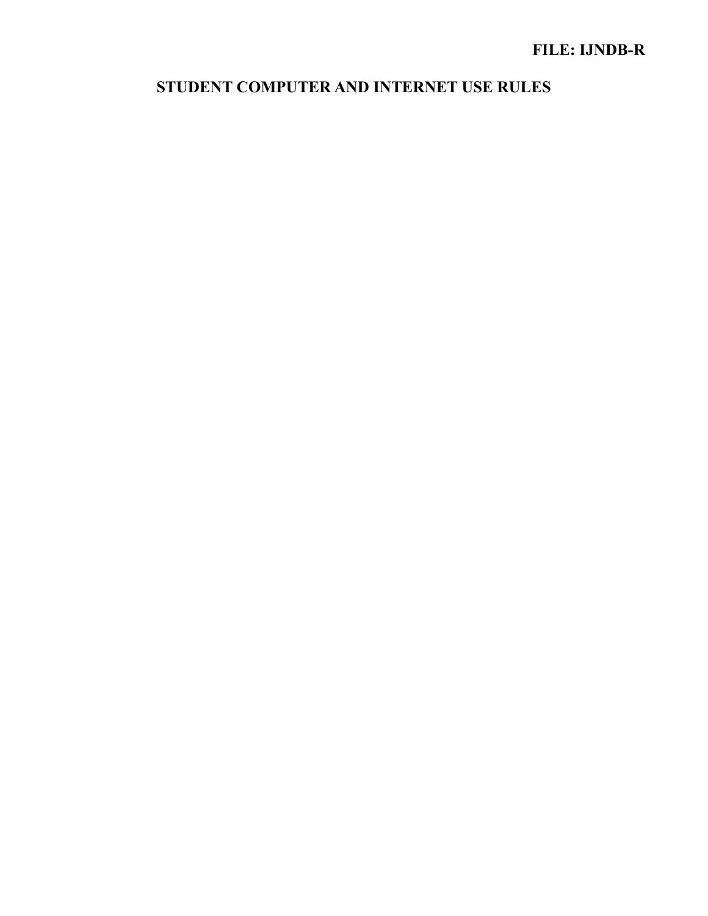FILE: IJNDB-R

# STUDENT COMPUTER AND INTERNET USE RULES